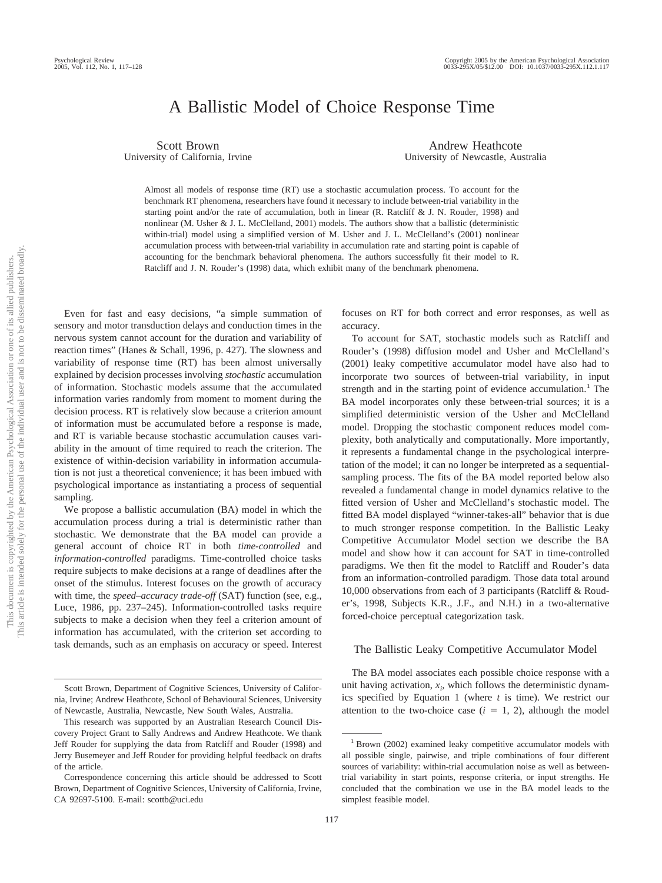# A Ballistic Model of Choice Response Time

Scott Brown
University of California, Irvine

Andrew Heathcote
University of Newcastle, Australia

Almost all models of response time (RT) use a stochastic accumulation process. To account for the benchmark RT phenomena, researchers have found it necessary to include between-trial variability in the starting point and/or the rate of accumulation, both in linear (R. Ratcliff & J. N. Rouder, 1998) and nonlinear (M. Usher & J. L. McClelland, 2001) models. The authors show that a ballistic (deterministic within-trial) model using a simplified version of M. Usher and J. L. McClelland's (2001) nonlinear accumulation process with between-trial variability in accumulation rate and starting point is capable of accounting for the benchmark behavioral phenomena. The authors successfully fit their model to R. Ratcliff and J. N. Rouder's (1998) data, which exhibit many of the benchmark phenomena.

Even for fast and easy decisions, "a simple summation of sensory and motor transduction delays and conduction times in the nervous system cannot account for the duration and variability of reaction times" (Hanes & Schall, 1996, p. 427). The slowness and variability of response time (RT) has been almost universally explained by decision processes involving *stochastic* accumulation of information. Stochastic models assume that the accumulated information varies randomly from moment to moment during the decision process. RT is relatively slow because a criterion amount of information must be accumulated before a response is made, and RT is variable because stochastic accumulation causes variability in the amount of time required to reach the criterion. The existence of within-decision variability in information accumulation is not just a theoretical convenience; it has been imbued with psychological importance as instantiating a process of sequential sampling.

We propose a ballistic accumulation (BA) model in which the accumulation process during a trial is deterministic rather than stochastic. We demonstrate that the BA model can provide a general account of choice RT in both *time-controlled* and *information-controlled* paradigms. Time-controlled choice tasks require subjects to make decisions at a range of deadlines after the onset of the stimulus. Interest focuses on the growth of accuracy with time, the *speed–accuracy trade-off* (SAT) function (see, e.g., Luce, 1986, pp. 237–245). Information-controlled tasks require subjects to make a decision when they feel a criterion amount of information has accumulated, with the criterion set according to task demands, such as an emphasis on accuracy or speed. Interest focuses on RT for both correct and error responses, as well as accuracy.

To account for SAT, stochastic models such as Ratcliff and Rouder's (1998) diffusion model and Usher and McClelland's (2001) leaky competitive accumulator model have also had to incorporate two sources of between-trial variability, in input strength and in the starting point of evidence accumulation.[1] The BA model incorporates only these between-trial sources; it is a simplified deterministic version of the Usher and McClelland model. Dropping the stochastic component reduces model complexity, both analytically and computationally. More importantly, it represents a fundamental change in the psychological interpretation of the model; it can no longer be interpreted as a sequential-sampling process. The fits of the BA model reported below also revealed a fundamental change in model dynamics relative to the fitted version of Usher and McClelland's stochastic model. The fitted BA model displayed "winner-takes-all" behavior that is due to much stronger response competition. In the Ballistic Leaky Competitive Accumulator Model section we describe the BA model and show how it can account for SAT in time-controlled paradigms. We then fit the model to Ratcliff and Rouder's data from an information-controlled paradigm. Those data total around 10,000 observations from each of 3 participants (Ratcliff & Rouder's, 1998, Subjects K.R., J.F., and N.H.) in a two-alternative forced-choice perceptual categorization task.

## The Ballistic Leaky Competitive Accumulator Model

The BA model associates each possible choice response with a unit having activation, $x_i$, which follows the deterministic dynamics specified by Equation 1 (where $t$ is time). We restrict our attention to the two-choice case ($i = 1, 2$), although the model

---

Scott Brown, Department of Cognitive Sciences, University of California, Irvine; Andrew Heathcote, School of Behavioural Sciences, University of Newcastle, Australia, Newcastle, New South Wales, Australia.

This research was supported by an Australian Research Council Discovery Project Grant to Sally Andrews and Andrew Heathcote. We thank Jeff Rouder for supplying the data from Ratcliff and Rouder (1998) and Jerry Busemeyer and Jeff Rouder for providing helpful feedback on drafts of the article.

Correspondence concerning this article should be addressed to Scott Brown, Department of Cognitive Sciences, University of California, Irvine, CA 92697-5100. E-mail: scottb@uci.edu

[1] Brown (2002) examined leaky competitive accumulator models with all possible single, pairwise, and triple combinations of four different sources of variability: within-trial accumulation noise as well as between-trial variability in start points, response criteria, or input strengths. He concluded that the combination we use in the BA model leads to the simplest feasible model.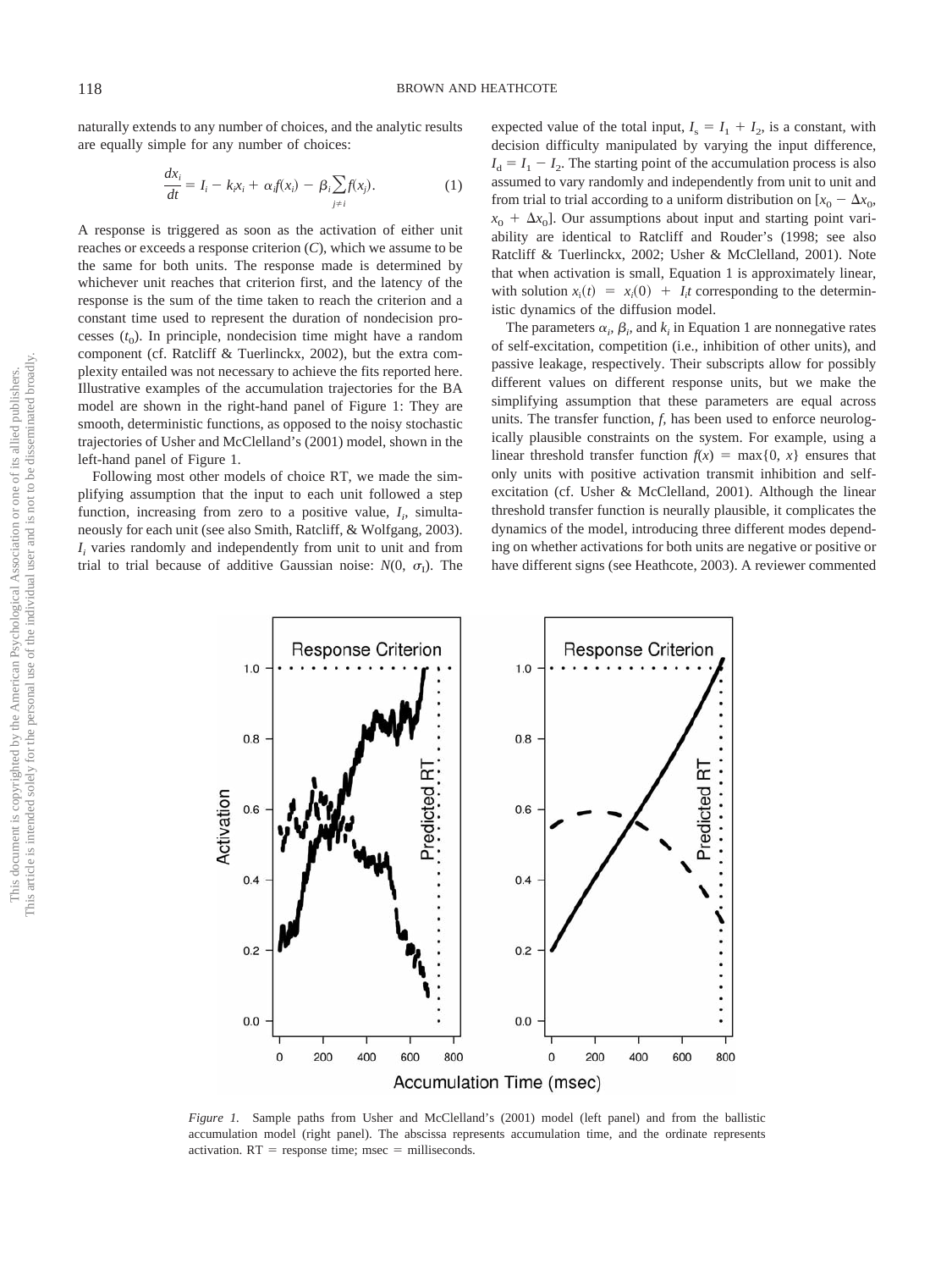naturally extends to any number of choices, and the analytic results are equally simple for any number of choices:

$$\frac{dx_i}{dt} = I_i - k_i x_i + \alpha_i f(x_i) - \beta_i \sum_{j \neq i} f(x_j). \qquad (1)$$

A response is triggered as soon as the activation of either unit reaches or exceeds a response criterion ($C$), which we assume to be the same for both units. The response made is determined by whichever unit reaches that criterion first, and the latency of the response is the sum of the time taken to reach the criterion and a constant time used to represent the duration of nondecision processes ($t_0$). In principle, nondecision time might have a random component (cf. Ratcliff & Tuerlinckx, 2002), but the extra complexity entailed was not necessary to achieve the fits reported here. Illustrative examples of the accumulation trajectories for the BA model are shown in the right-hand panel of Figure 1: They are smooth, deterministic functions, as opposed to the noisy stochastic trajectories of Usher and McClelland's (2001) model, shown in the left-hand panel of Figure 1.

Following most other models of choice RT, we made the simplifying assumption that the input to each unit followed a step function, increasing from zero to a positive value, $I_i$, simultaneously for each unit (see also Smith, Ratcliff, & Wolfgang, 2003). $I_i$ varies randomly and independently from unit to unit and from trial to trial because of additive Gaussian noise: $N(0, \sigma_I)$. The expected value of the total input, $I_s = I_1 + I_2$, is a constant, with decision difficulty manipulated by varying the input difference, $I_d = I_1 - I_2$. The starting point of the accumulation process is also assumed to vary randomly and independently from unit to unit and from trial to trial according to a uniform distribution on $[x_0 - \Delta x_0, x_0 + \Delta x_0]$. Our assumptions about input and starting point variability are identical to Ratcliff and Rouder's (1998; see also Ratcliff & Tuerlinckx, 2002; Usher & McClelland, 2001). Note that when activation is small, Equation 1 is approximately linear, with solution $x_i(t) = x_i(0) + I_i t$ corresponding to the deterministic dynamics of the diffusion model.

The parameters $\alpha_i$, $\beta_i$, and $k_i$ in Equation 1 are nonnegative rates of self-excitation, competition (i.e., inhibition of other units), and passive leakage, respectively. Their subscripts allow for possibly different values on different response units, but we make the simplifying assumption that these parameters are equal across units. The transfer function, $f$, has been used to enforce neurologically plausible constraints on the system. For example, using a linear threshold transfer function $f(x) = \max\{0, x\}$ ensures that only units with positive activation transmit inhibition and self-excitation (cf. Usher & McClelland, 2001). Although the linear threshold transfer function is neurally plausible, it complicates the dynamics of the model, introducing three different modes depending on whether activations for both units are negative or positive or have different signs (see Heathcote, 2003). A reviewer commented

*Figure 1.* Sample paths from Usher and McClelland's (2001) model (left panel) and from the ballistic accumulation model (right panel). The abscissa represents accumulation time, and the ordinate represents activation. RT = response time; msec = milliseconds.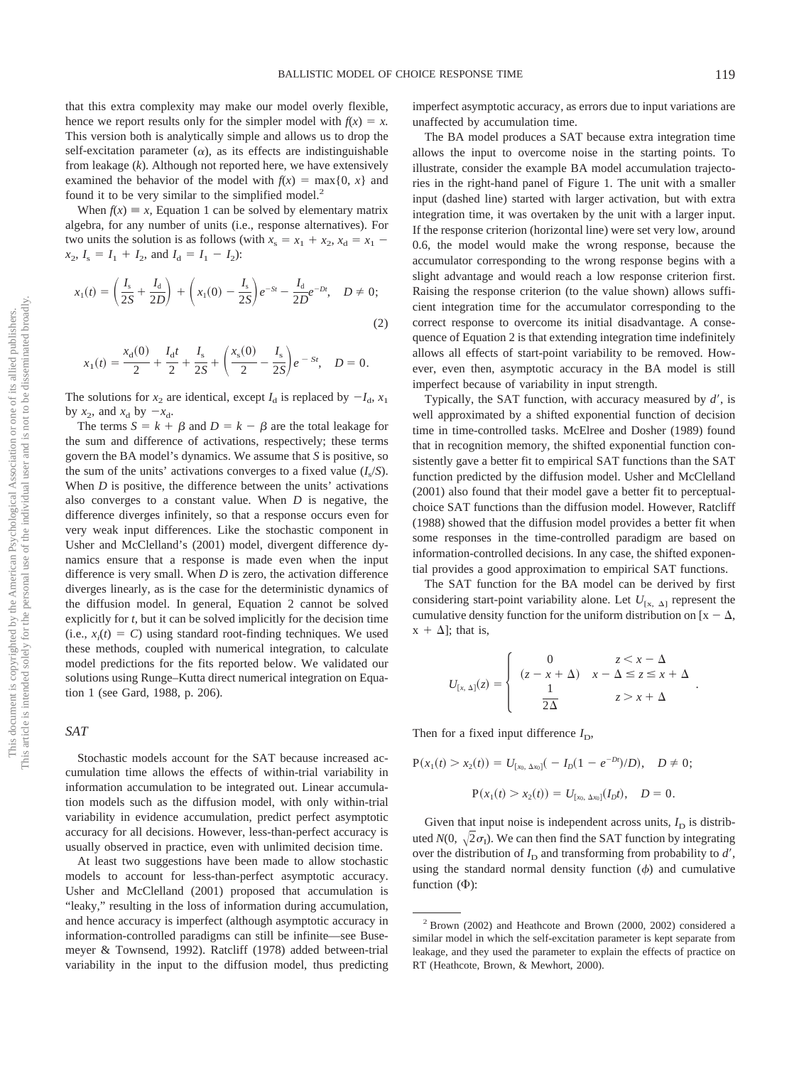that this extra complexity may make our model overly flexible, hence we report results only for the simpler model with $f(x) = x$. This version both is analytically simple and allows us to drop the self-excitation parameter ($\alpha$), as its effects are indistinguishable from leakage ($k$). Although not reported here, we have extensively examined the behavior of the model with $f(x) = \max\{0, x\}$ and found it to be very similar to the simplified model.[2]

When $f(x) \equiv x$, Equation 1 can be solved by elementary matrix algebra, for any number of units (i.e., response alternatives). For two units the solution is as follows (with $x_s = x_1 + x_2$, $x_d = x_1 - x_2$, $I_s = I_1 + I_2$, and $I_d = I_1 - I_2$):

$$x_1(t) = \left(\frac{I_s}{2S} + \frac{I_d}{2D}\right) + \left(x_1(0) - \frac{I_s}{2S}\right)e^{-St} - \frac{I_d}{2D}e^{-Dt}, \quad D \neq 0; \tag{2}$$

$$x_1(t) = \frac{x_d(0)}{2} + \frac{I_d t}{2} + \frac{I_s}{2S} + \left(\frac{x_s(0)}{2} - \frac{I_s}{2S}\right)e^{-St}, \quad D = 0.$$

The solutions for $x_2$ are identical, except $I_d$ is replaced by $-I_d$, $x_1$ by $x_2$, and $x_d$ by $-x_d$.

The terms $S = k + \beta$ and $D = k - \beta$ are the total leakage for the sum and difference of activations, respectively; these terms govern the BA model's dynamics. We assume that $S$ is positive, so the sum of the units' activations converges to a fixed value ($I_s/S$). When $D$ is positive, the difference between the units' activations also converges to a constant value. When $D$ is negative, the difference diverges infinitely, so that a response occurs even for very weak input differences. Like the stochastic component in Usher and McClelland's (2001) model, divergent difference dynamics ensure that a response is made even when the input difference is very small. When $D$ is zero, the activation difference diverges linearly, as is the case for the deterministic dynamics of the diffusion model. In general, Equation 2 cannot be solved explicitly for $t$, but it can be solved implicitly for the decision time (i.e., $x_i(t) = C$) using standard root-finding techniques. We used these methods, coupled with numerical integration, to calculate model predictions for the fits reported below. We validated our solutions using Runge–Kutta direct numerical integration on Equation 1 (see Gard, 1988, p. 206).

## SAT

Stochastic models account for the SAT because increased accumulation time allows the effects of within-trial variability in information accumulation to be integrated out. Linear accumulation models such as the diffusion model, with only within-trial variability in evidence accumulation, predict perfect asymptotic accuracy for all decisions. However, less-than-perfect accuracy is usually observed in practice, even with unlimited decision time.

At least two suggestions have been made to allow stochastic models to account for less-than-perfect asymptotic accuracy. Usher and McClelland (2001) proposed that accumulation is "leaky," resulting in the loss of information during accumulation, and hence accuracy is imperfect (although asymptotic accuracy in information-controlled paradigms can still be infinite—see Busemeyer & Townsend, 1992). Ratcliff (1978) added between-trial variability in the input to the diffusion model, thus predicting imperfect asymptotic accuracy, as errors due to input variations are unaffected by accumulation time.

The BA model produces a SAT because extra integration time allows the input to overcome noise in the starting points. To illustrate, consider the example BA model accumulation trajectories in the right-hand panel of Figure 1. The unit with a smaller input (dashed line) started with larger activation, but with extra integration time, it was overtaken by the unit with a larger input. If the response criterion (horizontal line) were set very low, around 0.6, the model would make the wrong response, because the accumulator corresponding to the wrong response begins with a slight advantage and would reach a low response criterion first. Raising the response criterion (to the value shown) allows sufficient integration time for the accumulator corresponding to the correct response to overcome its initial disadvantage. A consequence of Equation 2 is that extending integration time indefinitely allows all effects of start-point variability to be removed. However, even then, asymptotic accuracy in the BA model is still imperfect because of variability in input strength.

Typically, the SAT function, with accuracy measured by $d'$, is well approximated by a shifted exponential function of decision time in time-controlled tasks. McElree and Dosher (1989) found that in recognition memory, the shifted exponential function consistently gave a better fit to empirical SAT functions than the SAT function predicted by the diffusion model. Usher and McClelland (2001) also found that their model gave a better fit to perceptual-choice SAT functions than the diffusion model. However, Ratcliff (1988) showed that the diffusion model provides a better fit when some responses in the time-controlled paradigm are based on information-controlled decisions. In any case, the shifted exponential provides a good approximation to empirical SAT functions.

The SAT function for the BA model can be derived by first considering start-point variability alone. Let $U_{[x,\,\Delta]}$ represent the cumulative density function for the uniform distribution on $[x - \Delta, x + \Delta]$; that is,

$$U_{[x,\,\Delta]}(z) = \begin{cases} 0 & z < x - \Delta \\ \dfrac{(z - x + \Delta)}{2\Delta} & x - \Delta \leq z \leq x + \Delta \\ 1 & z > x + \Delta \end{cases}.$$

Then for a fixed input difference $I_D$,

$$P(x_1(t) > x_2(t)) = U_{[x_0,\,\Delta x_0]}(-I_D(1 - e^{-Dt})/D), \quad D \neq 0;$$

$$P(x_1(t) > x_2(t)) = U_{[x_0,\,\Delta x_0]}(I_D t), \quad D = 0.$$

Given that input noise is independent across units, $I_D$ is distributed $N(0, \sqrt{2}\sigma_I)$. We can then find the SAT function by integrating over the distribution of $I_D$ and transforming from probability to $d'$, using the standard normal density function ($\phi$) and cumulative function ($\Phi$):

[2] Brown (2002) and Heathcote and Brown (2000, 2002) considered a similar model in which the self-excitation parameter is kept separate from leakage, and they used the parameter to explain the effects of practice on RT (Heathcote, Brown, & Mewhort, 2000).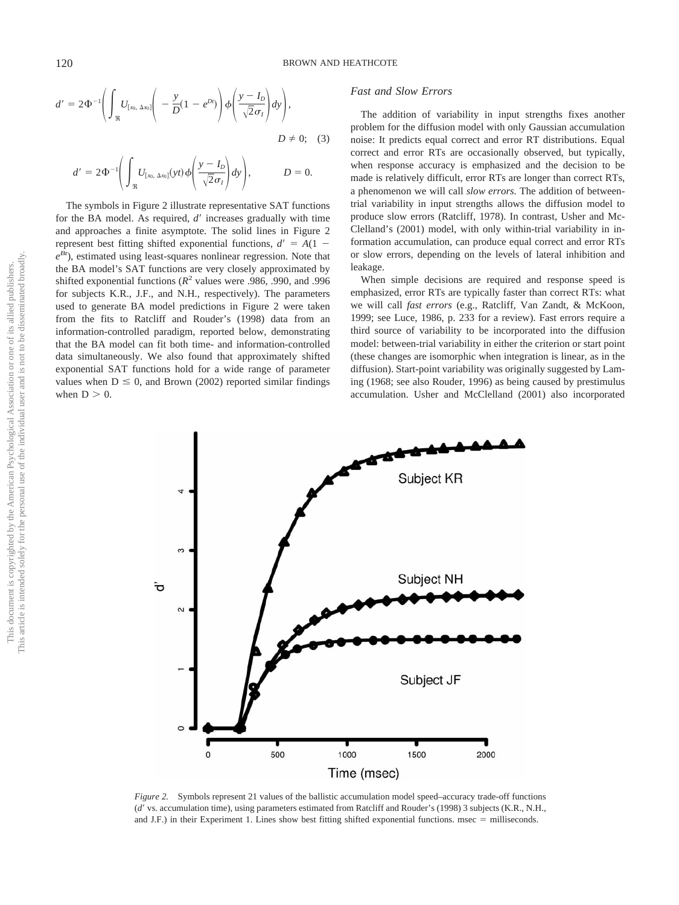$$d' = 2\Phi^{-1}\left(\int_{\Re} U_{[x_0,\,\Delta x_0]}\left(-\frac{y}{D}(1-e^{Dt})\right)\phi\left(\frac{y-I_D}{\sqrt{2}\sigma_I}\right)dy\right), \qquad D \neq 0; \quad (3)$$

$$d' = 2\Phi^{-1}\left(\int_{\Re} U_{[x_0,\,\Delta x_0]}(yt)\,\phi\left(\frac{y-I_D}{\sqrt{2}\sigma_I}\right)dy\right), \qquad D = 0.$$

The symbols in Figure 2 illustrate representative SAT functions for the BA model. As required, $d'$ increases gradually with time and approaches a finite asymptote. The solid lines in Figure 2 represent best fitting shifted exponential functions, $d' = A(1 - e^{Bt})$, estimated using least-squares nonlinear regression. Note that the BA model's SAT functions are very closely approximated by shifted exponential functions ($R^2$ values were .986, .990, and .996 for subjects K.R., J.F., and N.H., respectively). The parameters used to generate BA model predictions in Figure 2 were taken from the fits to Ratcliff and Rouder's (1998) data from an information-controlled paradigm, reported below, demonstrating that the BA model can fit both time- and information-controlled data simultaneously. We also found that approximately shifted exponential SAT functions hold for a wide range of parameter values when $D \leq 0$, and Brown (2002) reported similar findings when $D > 0$.

### *Fast and Slow Errors*

The addition of variability in input strengths fixes another problem for the diffusion model with only Gaussian accumulation noise: It predicts equal correct and error RT distributions. Equal correct and error RTs are occasionally observed, but typically, when response accuracy is emphasized and the decision to be made is relatively difficult, error RTs are longer than correct RTs, a phenomenon we will call *slow errors.* The addition of between-trial variability in input strengths allows the diffusion model to produce slow errors (Ratcliff, 1978). In contrast, Usher and McClelland's (2001) model, with only within-trial variability in information accumulation, can produce equal correct and error RTs or slow errors, depending on the levels of lateral inhibition and leakage.

When simple decisions are required and response speed is emphasized, error RTs are typically faster than correct RTs: what we will call *fast errors* (e.g., Ratcliff, Van Zandt, & McKoon, 1999; see Luce, 1986, p. 233 for a review). Fast errors require a third source of variability to be incorporated into the diffusion model: between-trial variability in either the criterion or start point (these changes are isomorphic when integration is linear, as in the diffusion). Start-point variability was originally suggested by Laming (1968; see also Rouder, 1996) as being caused by prestimulus accumulation. Usher and McClelland (2001) also incorporated

*Figure 2.* Symbols represent 21 values of the ballistic accumulation model speed–accuracy trade-off functions ($d'$ vs. accumulation time), using parameters estimated from Ratcliff and Rouder's (1998) 3 subjects (K.R., N.H., and J.F.) in their Experiment 1. Lines show best fitting shifted exponential functions. msec = milliseconds.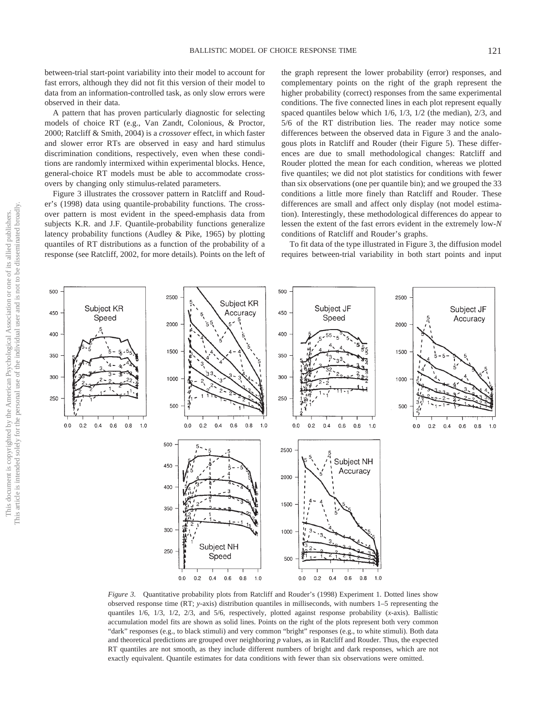between-trial start-point variability into their model to account for fast errors, although they did not fit this version of their model to data from an information-controlled task, as only slow errors were observed in their data.

A pattern that has proven particularly diagnostic for selecting models of choice RT (e.g., Van Zandt, Colonious, & Proctor, 2000; Ratcliff & Smith, 2004) is a *crossover* effect, in which faster and slower error RTs are observed in easy and hard stimulus discrimination conditions, respectively, even when these conditions are randomly intermixed within experimental blocks. Hence, general-choice RT models must be able to accommodate crossovers by changing only stimulus-related parameters.

Figure 3 illustrates the crossover pattern in Ratcliff and Rouder's (1998) data using quantile-probability functions. The crossover pattern is most evident in the speed-emphasis data from subjects K.R. and J.F. Quantile-probability functions generalize latency probability functions (Audley & Pike, 1965) by plotting quantiles of RT distributions as a function of the probability of a response (see Ratcliff, 2002, for more details). Points on the left of the graph represent the lower probability (error) responses, and complementary points on the right of the graph represent the higher probability (correct) responses from the same experimental conditions. The five connected lines in each plot represent equally spaced quantiles below which 1/6, 1/3, 1/2 (the median), 2/3, and 5/6 of the RT distribution lies. The reader may notice some differences between the observed data in Figure 3 and the analogous plots in Ratcliff and Rouder (their Figure 5). These differences are due to small methodological changes: Ratcliff and Rouder plotted the mean for each condition, whereas we plotted five quantiles; we did not plot statistics for conditions with fewer than six observations (one per quantile bin); and we grouped the 33 conditions a little more finely than Ratcliff and Rouder. These differences are small and affect only display (not model estimation). Interestingly, these methodological differences do appear to lessen the extent of the fast errors evident in the extremely low-*N* conditions of Ratcliff and Rouder's graphs.

To fit data of the type illustrated in Figure 3, the diffusion model requires between-trial variability in both start points and input

*Figure 3.* Quantitative probability plots from Ratcliff and Rouder's (1998) Experiment 1. Dotted lines show observed response time (RT; *y*-axis) distribution quantiles in milliseconds, with numbers 1–5 representing the quantiles 1/6, 1/3, 1/2, 2/3, and 5/6, respectively, plotted against response probability (*x*-axis). Ballistic accumulation model fits are shown as solid lines. Points on the right of the plots represent both very common "dark" responses (e.g., to black stimuli) and very common "bright" responses (e.g., to white stimuli). Both data and theoretical predictions are grouped over neighboring *p* values, as in Ratcliff and Rouder. Thus, the expected RT quantiles are not smooth, as they include different numbers of bright and dark responses, which are not exactly equivalent. Quantile estimates for data conditions with fewer than six observations were omitted.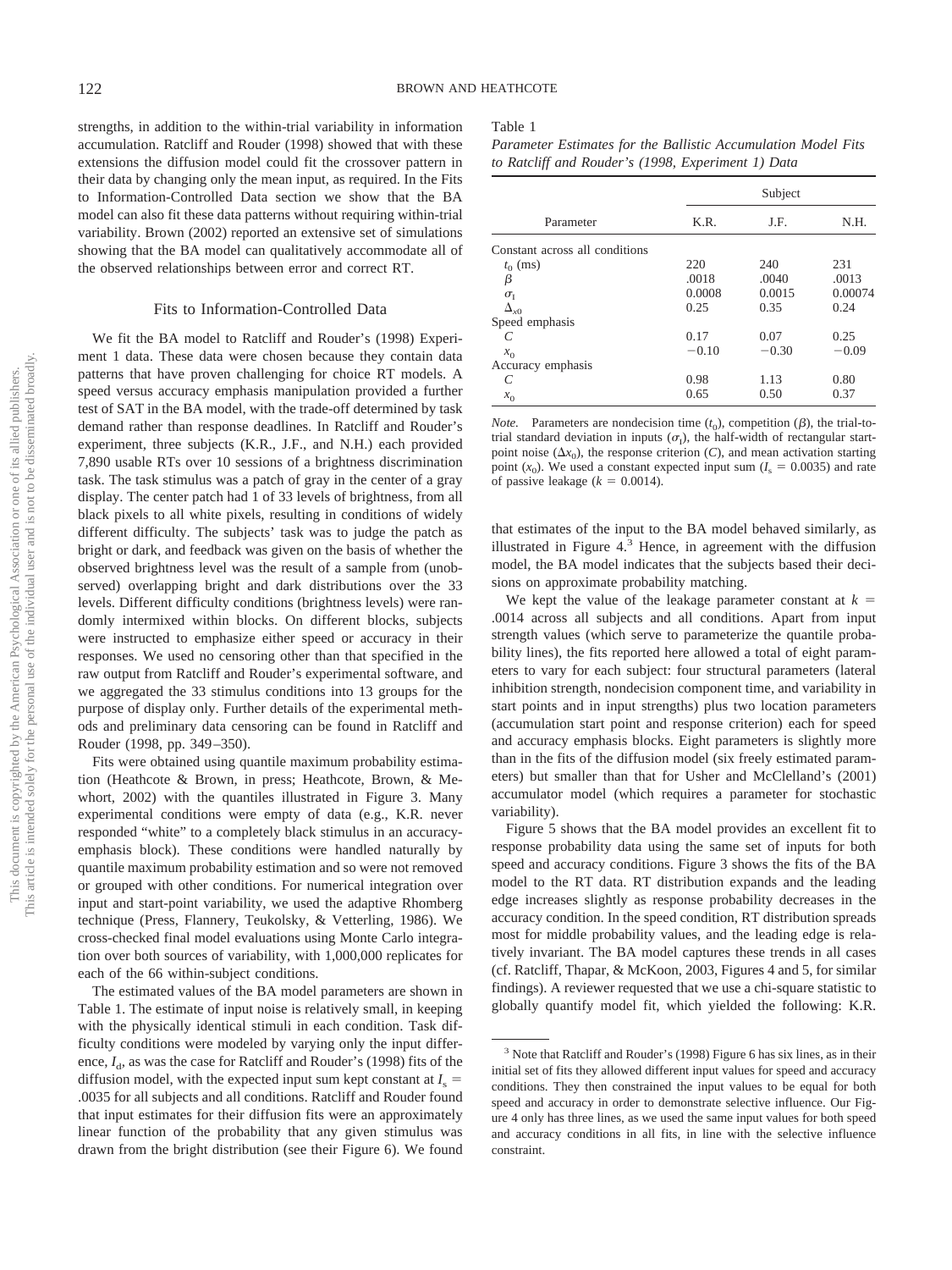strengths, in addition to the within-trial variability in information accumulation. Ratcliff and Rouder (1998) showed that with these extensions the diffusion model could fit the crossover pattern in their data by changing only the mean input, as required. In the Fits to Information-Controlled Data section we show that the BA model can also fit these data patterns without requiring within-trial variability. Brown (2002) reported an extensive set of simulations showing that the BA model can qualitatively accommodate all of the observed relationships between error and correct RT.

## Fits to Information-Controlled Data

We fit the BA model to Ratcliff and Rouder's (1998) Experiment 1 data. These data were chosen because they contain data patterns that have proven challenging for choice RT models. A speed versus accuracy emphasis manipulation provided a further test of SAT in the BA model, with the trade-off determined by task demand rather than response deadlines. In Ratcliff and Rouder's experiment, three subjects (K.R., J.F., and N.H.) each provided 7,890 usable RTs over 10 sessions of a brightness discrimination task. The task stimulus was a patch of gray in the center of a gray display. The center patch had 1 of 33 levels of brightness, from all black pixels to all white pixels, resulting in conditions of widely different difficulty. The subjects' task was to judge the patch as bright or dark, and feedback was given on the basis of whether the observed brightness level was the result of a sample from (unobserved) overlapping bright and dark distributions over the 33 levels. Different difficulty conditions (brightness levels) were randomly intermixed within blocks. On different blocks, subjects were instructed to emphasize either speed or accuracy in their responses. We used no censoring other than that specified in the raw output from Ratcliff and Rouder's experimental software, and we aggregated the 33 stimulus conditions into 13 groups for the purpose of display only. Further details of the experimental methods and preliminary data censoring can be found in Ratcliff and Rouder (1998, pp. 349–350).

Fits were obtained using quantile maximum probability estimation (Heathcote & Brown, in press; Heathcote, Brown, & Mewhort, 2002) with the quantiles illustrated in Figure 3. Many experimental conditions were empty of data (e.g., K.R. never responded "white" to a completely black stimulus in an accuracy-emphasis block). These conditions were handled naturally by quantile maximum probability estimation and so were not removed or grouped with other conditions. For numerical integration over input and start-point variability, we used the adaptive Rhomberg technique (Press, Flannery, Teukolsky, & Vetterling, 1986). We cross-checked final model evaluations using Monte Carlo integration over both sources of variability, with 1,000,000 replicates for each of the 66 within-subject conditions.

The estimated values of the BA model parameters are shown in Table 1. The estimate of input noise is relatively small, in keeping with the physically identical stimuli in each condition. Task difficulty conditions were modeled by varying only the input difference, $I_d$, as was the case for Ratcliff and Rouder's (1998) fits of the diffusion model, with the expected input sum kept constant at $I_s$ = .0035 for all subjects and all conditions. Ratcliff and Rouder found that input estimates for their diffusion fits were an approximately linear function of the probability that any given stimulus was drawn from the bright distribution (see their Figure 6). We found that estimates of the input to the BA model behaved similarly, as illustrated in Figure 4.[3] Hence, in agreement with the diffusion model, the BA model indicates that the subjects based their decisions on approximate probability matching.

Table 1
*Parameter Estimates for the Ballistic Accumulation Model Fits to Ratcliff and Rouder's (1998, Experiment 1) Data*

| Parameter | Subject | | |
|---|---|---|---|
| | K.R. | J.F. | N.H. |
| Constant across all conditions | | | |
| $t_0$ (ms) | 220 | 240 | 231 |
| $\beta$ | .0018 | .0040 | .0013 |
| $\sigma_I$ | 0.0008 | 0.0015 | 0.00074 |
| $\Delta_{x0}$ | 0.25 | 0.35 | 0.24 |
| Speed emphasis | | | |
| $C$ | 0.17 | 0.07 | 0.25 |
| $x_0$ | −0.10 | −0.30 | −0.09 |
| Accuracy emphasis | | | |
| $C$ | 0.98 | 1.13 | 0.80 |
| $x_0$ | 0.65 | 0.50 | 0.37 |

*Note.* Parameters are nondecision time ($t_0$), competition ($\beta$), the trial-to-trial standard deviation in inputs ($\sigma_I$), the half-width of rectangular start-point noise ($\Delta x_0$), the response criterion ($C$), and mean activation starting point ($x_0$). We used a constant expected input sum ($I_s$ = 0.0035) and rate of passive leakage ($k$ = 0.0014).

We kept the value of the leakage parameter constant at $k$ = .0014 across all subjects and all conditions. Apart from input strength values (which serve to parameterize the quantile probability lines), the fits reported here allowed a total of eight parameters to vary for each subject: four structural parameters (lateral inhibition strength, nondecision component time, and variability in start points and in input strengths) plus two location parameters (accumulation start point and response criterion) each for speed and accuracy emphasis blocks. Eight parameters is slightly more than in the fits of the diffusion model (six freely estimated parameters) but smaller than that for Usher and McClelland's (2001) accumulator model (which requires a parameter for stochastic variability).

Figure 5 shows that the BA model provides an excellent fit to response probability data using the same set of inputs for both speed and accuracy conditions. Figure 3 shows the fits of the BA model to the RT data. RT distribution expands and the leading edge increases slightly as response probability decreases in the accuracy condition. In the speed condition, RT distribution spreads most for middle probability values, and the leading edge is relatively invariant. The BA model captures these trends in all cases (cf. Ratcliff, Thapar, & McKoon, 2003, Figures 4 and 5, for similar findings). A reviewer requested that we use a chi-square statistic to globally quantify model fit, which yielded the following: K.R.

[3] Note that Ratcliff and Rouder's (1998) Figure 6 has six lines, as in their initial set of fits they allowed different input values for speed and accuracy conditions. They then constrained the input values to be equal for both speed and accuracy in order to demonstrate selective influence. Our Figure 4 only has three lines, as we used the same input values for both speed and accuracy conditions in all fits, in line with the selective influence constraint.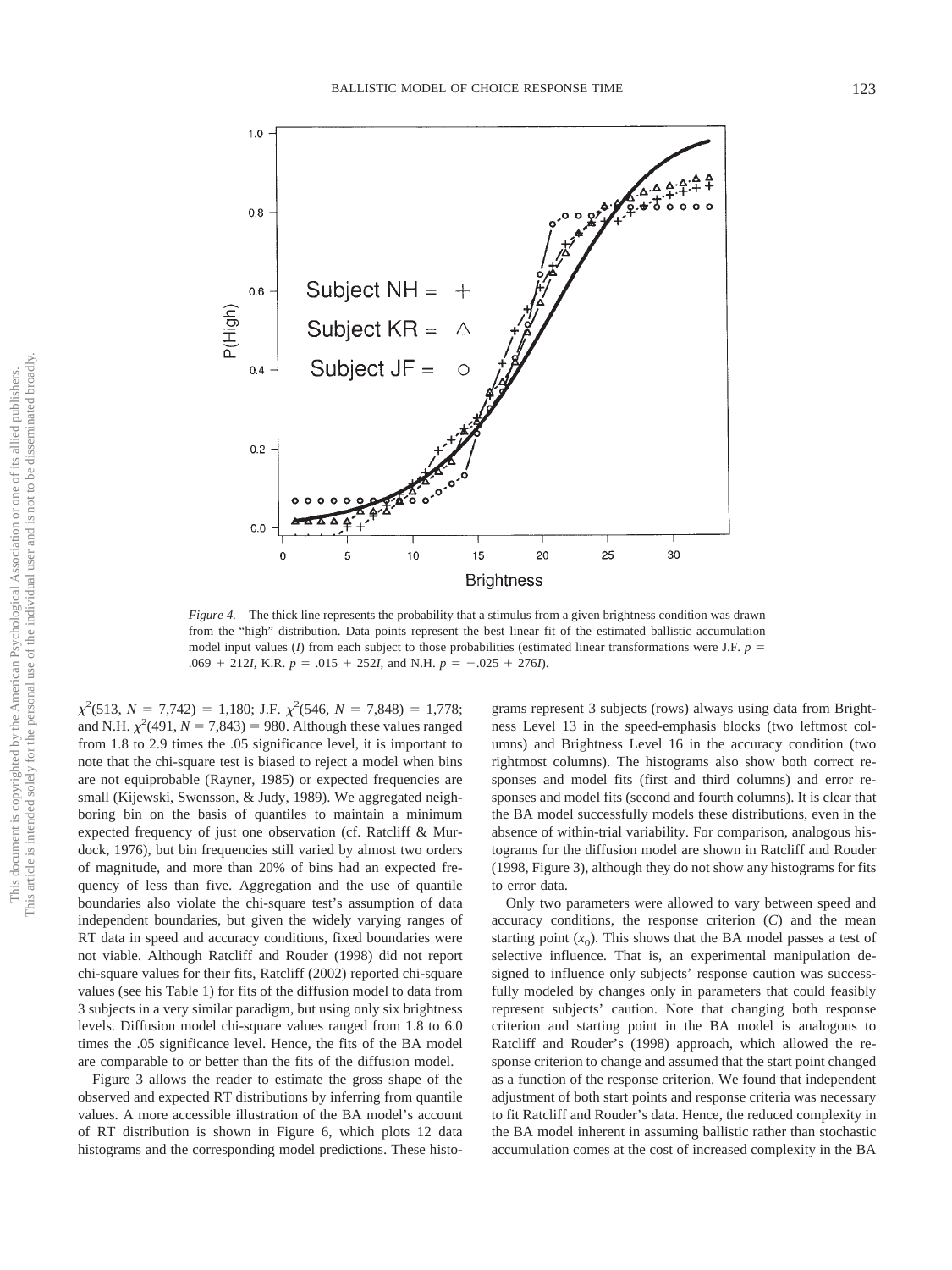*Figure 4.* The thick line represents the probability that a stimulus from a given brightness condition was drawn from the "high" distribution. Data points represent the best linear fit of the estimated ballistic accumulation model input values ($I$) from each subject to those probabilities (estimated linear transformations were J.F. $p = .069 + 212I$, K.R. $p = .015 + 252I$, and N.H. $p = -.025 + 276I$).

$\chi^2(513, N = 7{,}742) = 1{,}180$; J.F. $\chi^2(546, N = 7{,}848) = 1{,}778$; and N.H. $\chi^2(491, N = 7{,}843) = 980$. Although these values ranged from 1.8 to 2.9 times the .05 significance level, it is important to note that the chi-square test is biased to reject a model when bins are not equiprobable (Rayner, 1985) or expected frequencies are small (Kijewski, Swensson, & Judy, 1989). We aggregated neighboring bin on the basis of quantiles to maintain a minimum expected frequency of just one observation (cf. Ratcliff & Murdock, 1976), but bin frequencies still varied by almost two orders of magnitude, and more than 20% of bins had an expected frequency of less than five. Aggregation and the use of quantile boundaries also violate the chi-square test's assumption of data independent boundaries, but given the widely varying ranges of RT data in speed and accuracy conditions, fixed boundaries were not viable. Although Ratcliff and Rouder (1998) did not report chi-square values for their fits, Ratcliff (2002) reported chi-square values (see his Table 1) for fits of the diffusion model to data from 3 subjects in a very similar paradigm, but using only six brightness levels. Diffusion model chi-square values ranged from 1.8 to 6.0 times the .05 significance level. Hence, the fits of the BA model are comparable to or better than the fits of the diffusion model.

Figure 3 allows the reader to estimate the gross shape of the observed and expected RT distributions by inferring from quantile values. A more accessible illustration of the BA model's account of RT distribution is shown in Figure 6, which plots 12 data histograms and the corresponding model predictions. These histograms represent 3 subjects (rows) always using data from Brightness Level 13 in the speed-emphasis blocks (two leftmost columns) and Brightness Level 16 in the accuracy condition (two rightmost columns). The histograms also show both correct responses and model fits (first and third columns) and error responses and model fits (second and fourth columns). It is clear that the BA model successfully models these distributions, even in the absence of within-trial variability. For comparison, analogous histograms for the diffusion model are shown in Ratcliff and Rouder (1998, Figure 3), although they do not show any histograms for fits to error data.

Only two parameters were allowed to vary between speed and accuracy conditions, the response criterion ($C$) and the mean starting point ($x_0$). This shows that the BA model passes a test of selective influence. That is, an experimental manipulation designed to influence only subjects' response caution was successfully modeled by changes only in parameters that could feasibly represent subjects' caution. Note that changing both response criterion and starting point in the BA model is analogous to Ratcliff and Rouder's (1998) approach, which allowed the response criterion to change and assumed that the start point changed as a function of the response criterion. We found that independent adjustment of both start points and response criteria was necessary to fit Ratcliff and Rouder's data. Hence, the reduced complexity in the BA model inherent in assuming ballistic rather than stochastic accumulation comes at the cost of increased complexity in the BA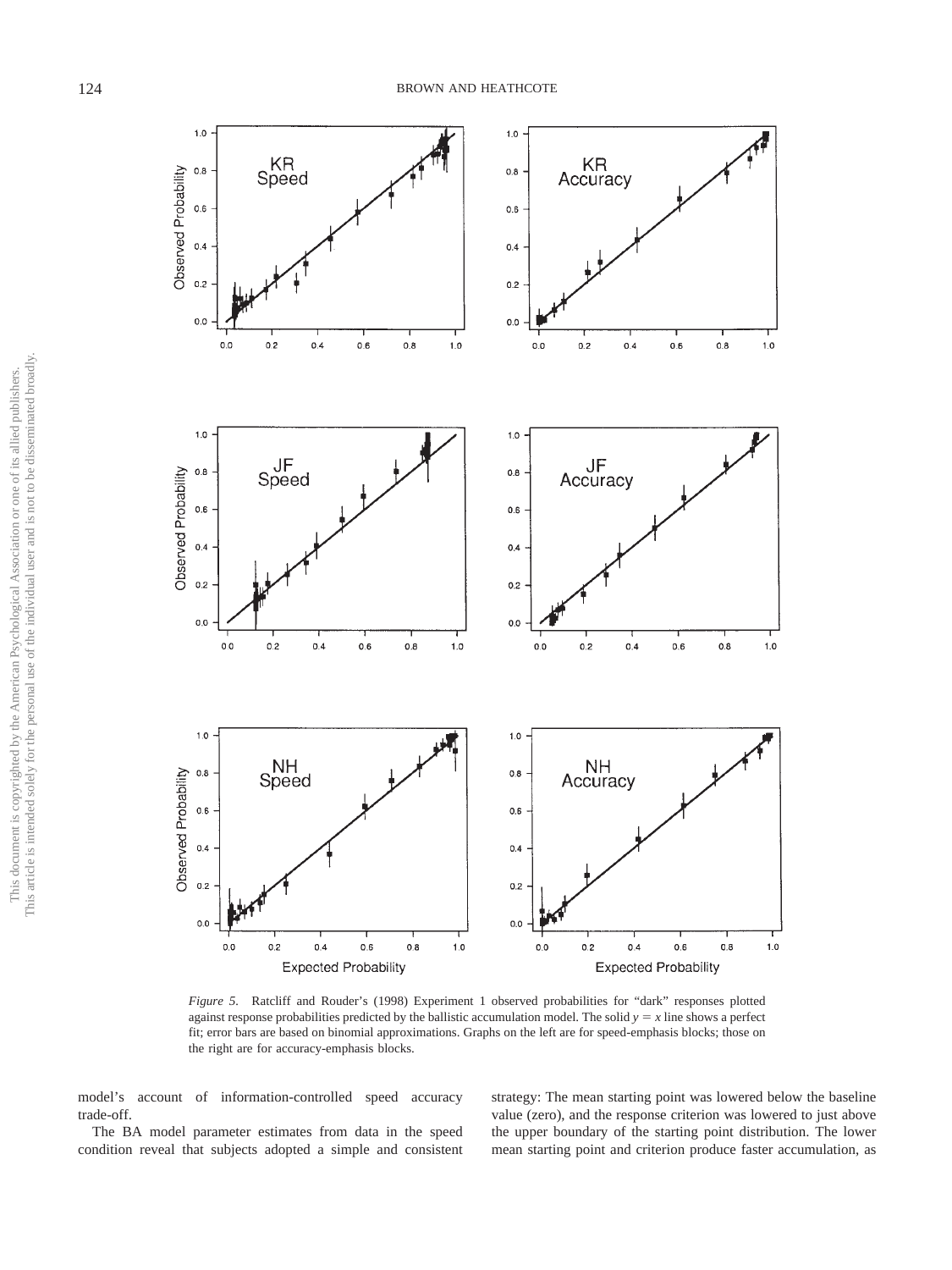*Figure 5.* Ratcliff and Rouder's (1998) Experiment 1 observed probabilities for "dark" responses plotted against response probabilities predicted by the ballistic accumulation model. The solid $y = x$ line shows a perfect fit; error bars are based on binomial approximations. Graphs on the left are for speed-emphasis blocks; those on the right are for accuracy-emphasis blocks.

model's account of information-controlled speed accuracy trade-off.

The BA model parameter estimates from data in the speed condition reveal that subjects adopted a simple and consistent strategy: The mean starting point was lowered below the baseline value (zero), and the response criterion was lowered to just above the upper boundary of the starting point distribution. The lower mean starting point and criterion produce faster accumulation, as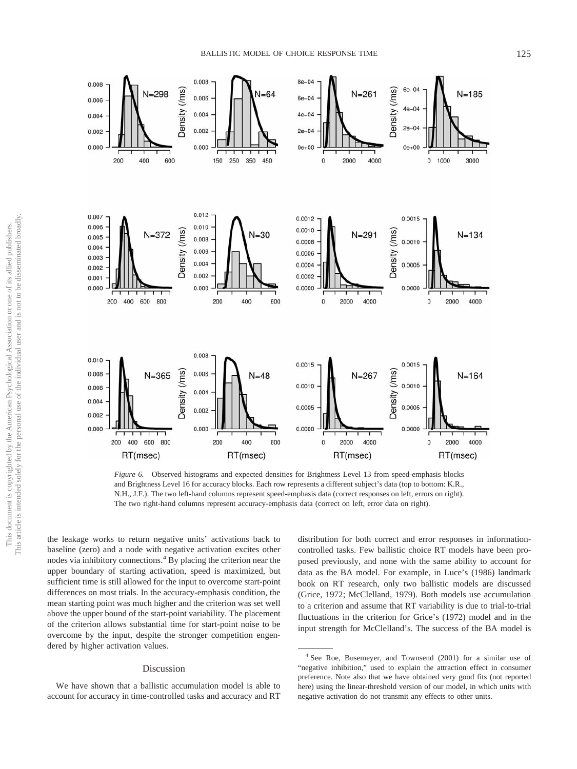*Figure 6.* Observed histograms and expected densities for Brightness Level 13 from speed-emphasis blocks and Brightness Level 16 for accuracy blocks. Each row represents a different subject's data (top to bottom: K.R., N.H., J.F.). The two left-hand columns represent speed-emphasis data (correct responses on left, errors on right). The two right-hand columns represent accuracy-emphasis data (correct on left, error data on right).

the leakage works to return negative units' activations back to baseline (zero) and a node with negative activation excites other nodes via inhibitory connections.[4] By placing the criterion near the upper boundary of starting activation, speed is maximized, but sufficient time is still allowed for the input to overcome start-point differences on most trials. In the accuracy-emphasis condition, the mean starting point was much higher and the criterion was set well above the upper bound of the start-point variability. The placement of the criterion allows substantial time for start-point noise to be overcome by the input, despite the stronger competition engendered by higher activation values.

## Discussion

We have shown that a ballistic accumulation model is able to account for accuracy in time-controlled tasks and accuracy and RT distribution for both correct and error responses in information-controlled tasks. Few ballistic choice RT models have been proposed previously, and none with the same ability to account for data as the BA model. For example, in Luce's (1986) landmark book on RT research, only two ballistic models are discussed (Grice, 1972; McClelland, 1979). Both models use accumulation to a criterion and assume that RT variability is due to trial-to-trial fluctuations in the criterion for Grice's (1972) model and in the input strength for McClelland's. The success of the BA model is

[4] See Roe, Busemeyer, and Townsend (2001) for a similar use of "negative inhibition," used to explain the attraction effect in consumer preference. Note also that we have obtained very good fits (not reported here) using the linear-threshold version of our model, in which units with negative activation do not transmit any effects to other units.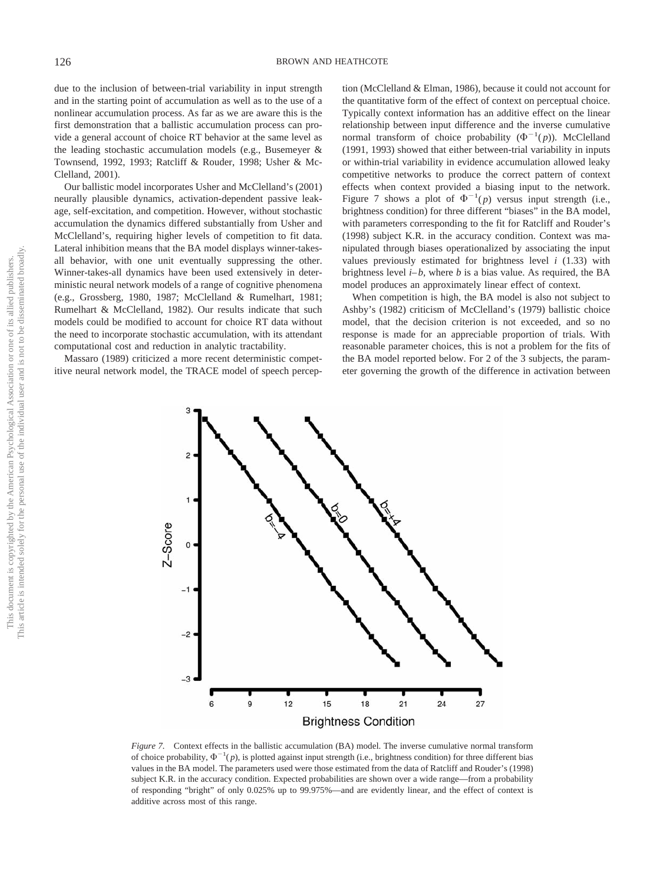due to the inclusion of between-trial variability in input strength and in the starting point of accumulation as well as to the use of a nonlinear accumulation process. As far as we are aware this is the first demonstration that a ballistic accumulation process can provide a general account of choice RT behavior at the same level as the leading stochastic accumulation models (e.g., Busemeyer & Townsend, 1992, 1993; Ratcliff & Rouder, 1998; Usher & McClelland, 2001).

Our ballistic model incorporates Usher and McClelland's (2001) neurally plausible dynamics, activation-dependent passive leakage, self-excitation, and competition. However, without stochastic accumulation the dynamics differed substantially from Usher and McClelland's, requiring higher levels of competition to fit data. Lateral inhibition means that the BA model displays winner-takes-all behavior, with one unit eventually suppressing the other. Winner-takes-all dynamics have been used extensively in deterministic neural network models of a range of cognitive phenomena (e.g., Grossberg, 1980, 1987; McClelland & Rumelhart, 1981; Rumelhart & McClelland, 1982). Our results indicate that such models could be modified to account for choice RT data without the need to incorporate stochastic accumulation, with its attendant computational cost and reduction in analytic tractability.

Massaro (1989) criticized a more recent deterministic competitive neural network model, the TRACE model of speech perception (McClelland & Elman, 1986), because it could not account for the quantitative form of the effect of context on perceptual choice. Typically context information has an additive effect on the linear relationship between input difference and the inverse cumulative normal transform of choice probability ($\Phi^{-1}(p)$). McClelland (1991, 1993) showed that either between-trial variability in inputs or within-trial variability in evidence accumulation allowed leaky competitive networks to produce the correct pattern of context effects when context provided a biasing input to the network. Figure 7 shows a plot of $\Phi^{-1}(p)$ versus input strength (i.e., brightness condition) for three different "biases" in the BA model, with parameters corresponding to the fit for Ratcliff and Rouder's (1998) subject K.R. in the accuracy condition. Context was manipulated through biases operationalized by associating the input values previously estimated for brightness level $i$ (1.33) with brightness level $i$–$b$, where $b$ is a bias value. As required, the BA model produces an approximately linear effect of context.

When competition is high, the BA model is also not subject to Ashby's (1982) criticism of McClelland's (1979) ballistic choice model, that the decision criterion is not exceeded, and so no response is made for an appreciable proportion of trials. With reasonable parameter choices, this is not a problem for the fits of the BA model reported below. For 2 of the 3 subjects, the parameter governing the growth of the difference in activation between

*Figure 7.* Context effects in the ballistic accumulation (BA) model. The inverse cumulative normal transform of choice probability, $\Phi^{-1}(p)$, is plotted against input strength (i.e., brightness condition) for three different bias values in the BA model. The parameters used were those estimated from the data of Ratcliff and Rouder's (1998) subject K.R. in the accuracy condition. Expected probabilities are shown over a wide range—from a probability of responding "bright" of only 0.025% up to 99.975%—and are evidently linear, and the effect of context is additive across most of this range.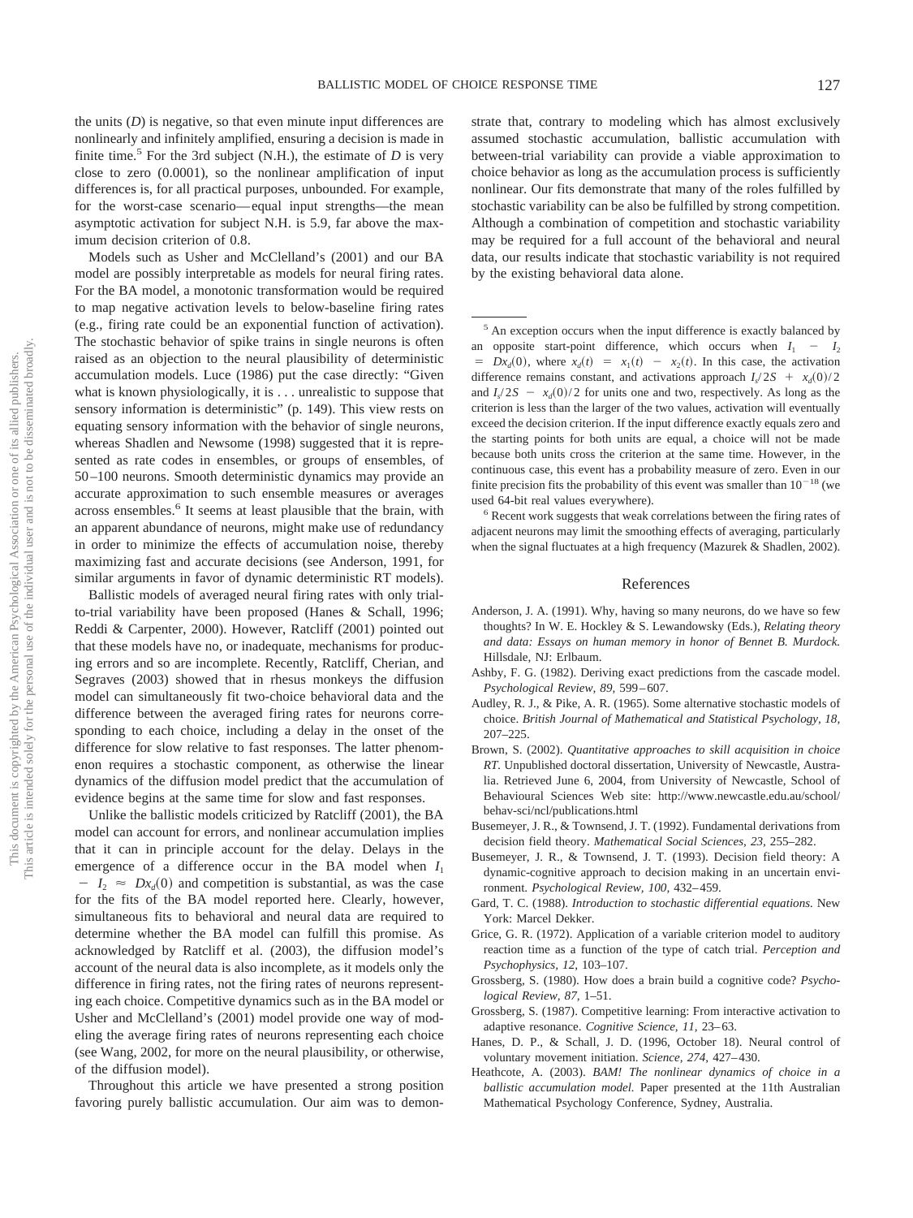the units ($D$) is negative, so that even minute input differences are nonlinearly and infinitely amplified, ensuring a decision is made in finite time.[5] For the 3rd subject (N.H.), the estimate of $D$ is very close to zero (0.0001), so the nonlinear amplification of input differences is, for all practical purposes, unbounded. For example, for the worst-case scenario—equal input strengths—the mean asymptotic activation for subject N.H. is 5.9, far above the maximum decision criterion of 0.8.

Models such as Usher and McClelland's (2001) and our BA model are possibly interpretable as models for neural firing rates. For the BA model, a monotonic transformation would be required to map negative activation levels to below-baseline firing rates (e.g., firing rate could be an exponential function of activation). The stochastic behavior of spike trains in single neurons is often raised as an objection to the neural plausibility of deterministic accumulation models. Luce (1986) put the case directly: "Given what is known physiologically, it is . . . unrealistic to suppose that sensory information is deterministic" (p. 149). This view rests on equating sensory information with the behavior of single neurons, whereas Shadlen and Newsome (1998) suggested that it is represented as rate codes in ensembles, or groups of ensembles, of 50–100 neurons. Smooth deterministic dynamics may provide an accurate approximation to such ensemble measures or averages across ensembles.[6] It seems at least plausible that the brain, with an apparent abundance of neurons, might make use of redundancy in order to minimize the effects of accumulation noise, thereby maximizing fast and accurate decisions (see Anderson, 1991, for similar arguments in favor of dynamic deterministic RT models).

Ballistic models of averaged neural firing rates with only trial-to-trial variability have been proposed (Hanes & Schall, 1996; Reddi & Carpenter, 2000). However, Ratcliff (2001) pointed out that these models have no, or inadequate, mechanisms for producing errors and so are incomplete. Recently, Ratcliff, Cherian, and Segraves (2003) showed that in rhesus monkeys the diffusion model can simultaneously fit two-choice behavioral data and the difference between the averaged firing rates for neurons corresponding to each choice, including a delay in the onset of the difference for slow relative to fast responses. The latter phenomenon requires a stochastic component, as otherwise the linear dynamics of the diffusion model predict that the accumulation of evidence begins at the same time for slow and fast responses.

Unlike the ballistic models criticized by Ratcliff (2001), the BA model can account for errors, and nonlinear accumulation implies that it can in principle account for the delay. Delays in the emergence of a difference occur in the BA model when $I_1 - I_2 \approx Dx_d(0)$ and competition is substantial, as was the case for the fits of the BA model reported here. Clearly, however, simultaneous fits to behavioral and neural data are required to determine whether the BA model can fulfill this promise. As acknowledged by Ratcliff et al. (2003), the diffusion model's account of the neural data is also incomplete, as it models only the difference in firing rates, not the firing rates of neurons representing each choice. Competitive dynamics such as in the BA model or Usher and McClelland's (2001) model provide one way of modeling the average firing rates of neurons representing each choice (see Wang, 2002, for more on the neural plausibility, or otherwise, of the diffusion model).

Throughout this article we have presented a strong position favoring purely ballistic accumulation. Our aim was to demonstrate that, contrary to modeling which has almost exclusively assumed stochastic accumulation, ballistic accumulation with between-trial variability can provide a viable approximation to choice behavior as long as the accumulation process is sufficiently nonlinear. Our fits demonstrate that many of the roles fulfilled by stochastic variability can be also be fulfilled by strong competition. Although a combination of competition and stochastic variability may be required for a full account of the behavioral and neural data, our results indicate that stochastic variability is not required by the existing behavioral data alone.

[5] An exception occurs when the input difference is exactly balanced by an opposite start-point difference, which occurs when $I_1 - I_2 = Dx_d(0)$, where $x_d(t) = x_1(t) - x_2(t)$. In this case, the activation difference remains constant, and activations approach $I_s/2S + x_d(0)/2$ and $I_s/2S - x_d(0)/2$ for units one and two, respectively. As long as the criterion is less than the larger of the two values, activation will eventually exceed the decision criterion. If the input difference exactly equals zero and the starting points for both units are equal, a choice will not be made because both units cross the criterion at the same time. However, in the continuous case, this event has a probability measure of zero. Even in our finite precision fits the probability of this event was smaller than $10^{-18}$ (we used 64-bit real values everywhere).

[6] Recent work suggests that weak correlations between the firing rates of adjacent neurons may limit the smoothing effects of averaging, particularly when the signal fluctuates at a high frequency (Mazurek & Shadlen, 2002).

## References

Anderson, J. A. (1991). Why, having so many neurons, do we have so few thoughts? In W. E. Hockley & S. Lewandowsky (Eds.), *Relating theory and data: Essays on human memory in honor of Bennet B. Murdock.* Hillsdale, NJ: Erlbaum.

Ashby, F. G. (1982). Deriving exact predictions from the cascade model. *Psychological Review, 89,* 599–607.

Audley, R. J., & Pike, A. R. (1965). Some alternative stochastic models of choice. *British Journal of Mathematical and Statistical Psychology, 18,* 207–225.

Brown, S. (2002). *Quantitative approaches to skill acquisition in choice RT.* Unpublished doctoral dissertation, University of Newcastle, Australia. Retrieved June 6, 2004, from University of Newcastle, School of Behavioural Sciences Web site: http://www.newcastle.edu.au/school/behav-sci/ncl/publications.html

Busemeyer, J. R., & Townsend, J. T. (1992). Fundamental derivations from decision field theory. *Mathematical Social Sciences, 23,* 255–282.

Busemeyer, J. R., & Townsend, J. T. (1993). Decision field theory: A dynamic-cognitive approach to decision making in an uncertain environment. *Psychological Review, 100,* 432–459.

Gard, T. C. (1988). *Introduction to stochastic differential equations.* New York: Marcel Dekker.

Grice, G. R. (1972). Application of a variable criterion model to auditory reaction time as a function of the type of catch trial. *Perception and Psychophysics, 12,* 103–107.

Grossberg, S. (1980). How does a brain build a cognitive code? *Psychological Review, 87,* 1–51.

Grossberg, S. (1987). Competitive learning: From interactive activation to adaptive resonance. *Cognitive Science, 11,* 23–63.

Hanes, D. P., & Schall, J. D. (1996, October 18). Neural control of voluntary movement initiation. *Science, 274,* 427–430.

Heathcote, A. (2003). *BAM! The nonlinear dynamics of choice in a ballistic accumulation model.* Paper presented at the 11th Australian Mathematical Psychology Conference, Sydney, Australia.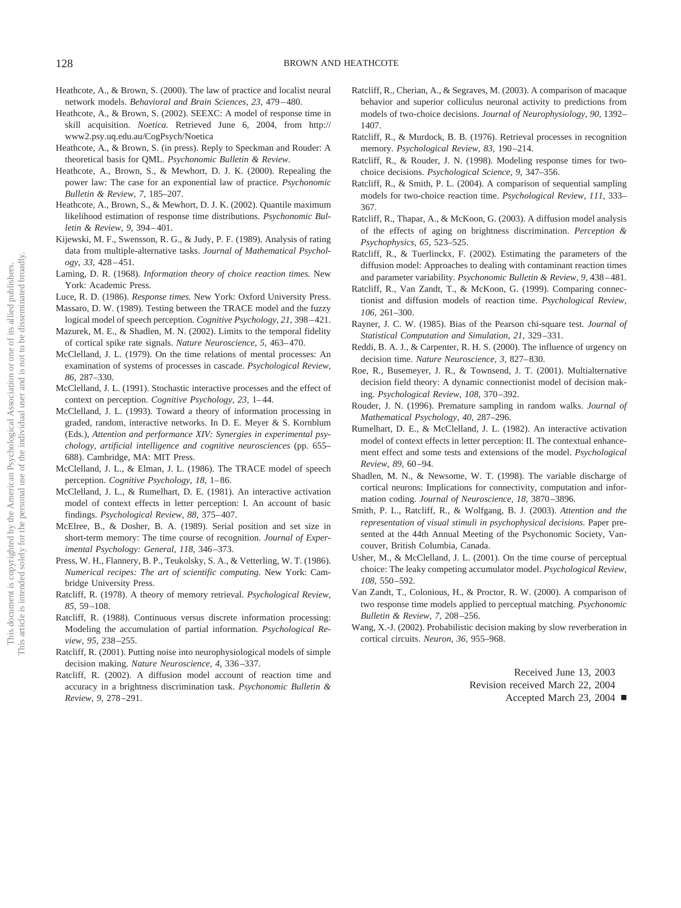Heathcote, A., & Brown, S. (2000). The law of practice and localist neural network models. *Behavioral and Brain Sciences, 23,* 479–480.

Heathcote, A., & Brown, S. (2002). SEEXC: A model of response time in skill acquisition. *Noetica.* Retrieved June 6, 2004, from http://www2.psy.uq.edu.au/CogPsych/Noetica

Heathcote, A., & Brown, S. (in press). Reply to Speckman and Rouder: A theoretical basis for QML. *Psychonomic Bulletin & Review.*

Heathcote, A., Brown, S., & Mewhort, D. J. K. (2000). Repealing the power law: The case for an exponential law of practice. *Psychonomic Bulletin & Review, 7,* 185–207.

Heathcote, A., Brown, S., & Mewhort, D. J. K. (2002). Quantile maximum likelihood estimation of response time distributions. *Psychonomic Bulletin & Review, 9,* 394–401.

Kijewski, M. F., Swensson, R. G., & Judy, P. F. (1989). Analysis of rating data from multiple-alternative tasks. *Journal of Mathematical Psychology, 33,* 428–451.

Laming, D. R. (1968). *Information theory of choice reaction times.* New York: Academic Press.

Luce, R. D. (1986). *Response times.* New York: Oxford University Press.

Massaro, D. W. (1989). Testing between the TRACE model and the fuzzy logical model of speech perception. *Cognitive Psychology, 21,* 398–421.

Mazurek, M. E., & Shadlen, M. N. (2002). Limits to the temporal fidelity of cortical spike rate signals. *Nature Neuroscience, 5,* 463–470.

McClelland, J. L. (1979). On the time relations of mental processes: An examination of systems of processes in cascade. *Psychological Review, 86,* 287–330.

McClelland, J. L. (1991). Stochastic interactive processes and the effect of context on perception. *Cognitive Psychology, 23,* 1–44.

McClelland, J. L. (1993). Toward a theory of information processing in graded, random, interactive networks. In D. E. Meyer & S. Kornblum (Eds.), *Attention and performance XIV: Synergies in experimental psychology, artificial intelligence and cognitive neurosciences* (pp. 655–688). Cambridge, MA: MIT Press.

McClelland, J. L., & Elman, J. L. (1986). The TRACE model of speech perception. *Cognitive Psychology, 18,* 1–86.

McClelland, J. L., & Rumelhart, D. E. (1981). An interactive activation model of context effects in letter perception: I. An account of basic findings. *Psychological Review, 88,* 375–407.

McElree, B., & Dosher, B. A. (1989). Serial position and set size in short-term memory: The time course of recognition. *Journal of Experimental Psychology: General, 118,* 346–373.

Press, W. H., Flannery, B. P., Teukolsky, S. A., & Vetterling, W. T. (1986). *Numerical recipes: The art of scientific computing.* New York: Cambridge University Press.

Ratcliff, R. (1978). A theory of memory retrieval. *Psychological Review, 85,* 59–108.

Ratcliff, R. (1988). Continuous versus discrete information processing: Modeling the accumulation of partial information. *Psychological Review, 95,* 238–255.

Ratcliff, R. (2001). Putting noise into neurophysiological models of simple decision making. *Nature Neuroscience, 4,* 336–337.

Ratcliff, R. (2002). A diffusion model account of reaction time and accuracy in a brightness discrimination task. *Psychonomic Bulletin & Review, 9,* 278–291.

Ratcliff, R., Cherian, A., & Segraves, M. (2003). A comparison of macaque behavior and superior colliculus neuronal activity to predictions from models of two-choice decisions. *Journal of Neurophysiology, 90,* 1392–1407.

Ratcliff, R., & Murdock, B. B. (1976). Retrieval processes in recognition memory. *Psychological Review, 83,* 190–214.

Ratcliff, R., & Rouder, J. N. (1998). Modeling response times for two-choice decisions. *Psychological Science, 9,* 347–356.

Ratcliff, R., & Smith, P. L. (2004). A comparison of sequential sampling models for two-choice reaction time. *Psychological Review, 111,* 333–367.

Ratcliff, R., Thapar, A., & McKoon, G. (2003). A diffusion model analysis of the effects of aging on brightness discrimination. *Perception & Psychophysics, 65,* 523–525.

Ratcliff, R., & Tuerlinckx, F. (2002). Estimating the parameters of the diffusion model: Approaches to dealing with contaminant reaction times and parameter variability. *Psychonomic Bulletin & Review, 9,* 438–481.

Ratcliff, R., Van Zandt, T., & McKoon, G. (1999). Comparing connectionist and diffusion models of reaction time. *Psychological Review, 106,* 261–300.

Rayner, J. C. W. (1985). Bias of the Pearson chi-square test. *Journal of Statistical Computation and Simulation, 21,* 329–331.

Reddi, B. A. J., & Carpenter, R. H. S. (2000). The influence of urgency on decision time. *Nature Neuroscience, 3,* 827–830.

Roe, R., Busemeyer, J. R., & Townsend, J. T. (2001). Multialternative decision field theory: A dynamic connectionist model of decision making. *Psychological Review, 108,* 370–392.

Rouder, J. N. (1996). Premature sampling in random walks. *Journal of Mathematical Psychology, 40,* 287–296.

Rumelhart, D. E., & McClelland, J. L. (1982). An interactive activation model of context effects in letter perception: II. The contextual enhancement effect and some tests and extensions of the model. *Psychological Review, 89,* 60–94.

Shadlen, M. N., & Newsome, W. T. (1998). The variable discharge of cortical neurons: Implications for connectivity, computation and information coding. *Journal of Neuroscience, 18,* 3870–3896.

Smith, P. L., Ratcliff, R., & Wolfgang, B. J. (2003). *Attention and the representation of visual stimuli in psychophysical decisions.* Paper presented at the 44th Annual Meeting of the Psychonomic Society, Vancouver, British Columbia, Canada.

Usher, M., & McClelland, J. L. (2001). On the time course of perceptual choice: The leaky competing accumulator model. *Psychological Review, 108,* 550–592.

Van Zandt, T., Colonious, H., & Proctor, R. W. (2000). A comparison of two response time models applied to perceptual matching. *Psychonomic Bulletin & Review, 7,* 208–256.

Wang, X.-J. (2002). Probabilistic decision making by slow reverberation in cortical circuits. *Neuron, 36,* 955–968.

Received June 13, 2003
Revision received March 22, 2004
Accepted March 23, 2004 ■